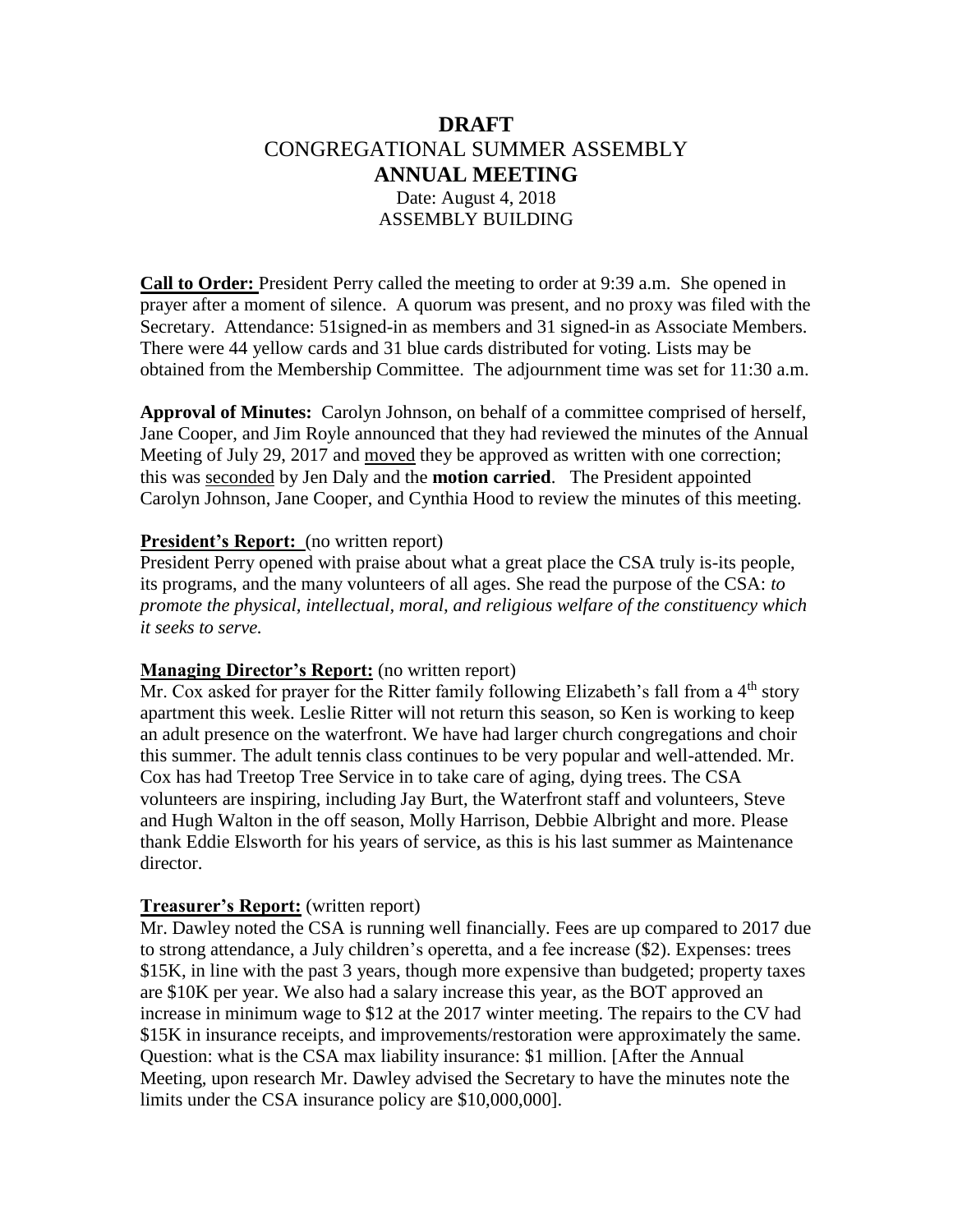# DRAFT

## CONGREGATIONAL SUMMER ASSEMBLY

## ANNUAL MEETING

Date: August 4, 2018

ASSEMBLY BUILDING

**Call to Order:** President Perry called the meeting to order at 9:39 a.m. She opened in prayer after a moment of silence. A quorum was present, and no proxy was filed with the Secretary. Attendance: 51signed-in as members and 31 signed-in as Associate Members. There were 44 yellow cards and 31 blue cards distributed for voting. Lists may be obtained from the Membership Committee. The adjournment time was set for 11:30 a.m.

**Approval of Minutes:** Carolyn Johnson, on behalf of a committee comprised of herself, Jane Cooper, and Jim Royle announced that they had reviewed the minutes of the Annual Meeting of July 29, 2017 and moved they be approved as written with one correction; this was seconded by Jen Daly and the **motion carried**. The President appointed Carolyn Johnson, Jane Cooper, and Cynthia Hood to review the minutes of this meeting.

**President's Report:** (no written report)

President Perry opened with praise about what a great place the CSA truly is-its people, its programs, and the many volunteers of all ages. She read the purpose of the CSA: *to promote the physical, intellectual, moral, and religious welfare of the constituency which it seeks to serve.*

**Managing Director's Report:** (no written report)

Mr. Cox asked for prayer for the Ritter family following Elizabeth's fall from a 4th story apartment this week. Leslie Ritter will not return this season, so Ken is working to keep an adult presence on the waterfront. We have had larger church congregations and choir this summer. The adult tennis class continues to be very popular and well-attended. Mr. Cox has had Treetop Tree Service in to take care of aging, dying trees. The CSA volunteers are inspiring, including Jay Burt, the Waterfront staff and volunteers, Steve and Hugh Walton in the off season, Molly Harrison, Debbie Albright and more. Please thank Eddie Elsworth for his years of service, as this is his last summer as Maintenance director.

**Treasurer's Report:** (written report)

Mr. Dawley noted the CSA is running well financially. Fees are up compared to 2017 due to strong attendance, a July children's operetta, and a fee increase ($2). Expenses: trees $15K, in line with the past 3 years, though more expensive than budgeted; property taxes are $10K per year. We also had a salary increase this year, as the BOT approved an increase in minimum wage to $12 at the 2017 winter meeting. The repairs to the CV had $15K in insurance receipts, and improvements/restoration were approximately the same. Question: what is the CSA max liability insurance: $1 million. [After the Annual Meeting, upon research Mr. Dawley advised the Secretary to have the minutes note the limits under the CSA insurance policy are $10,000,000].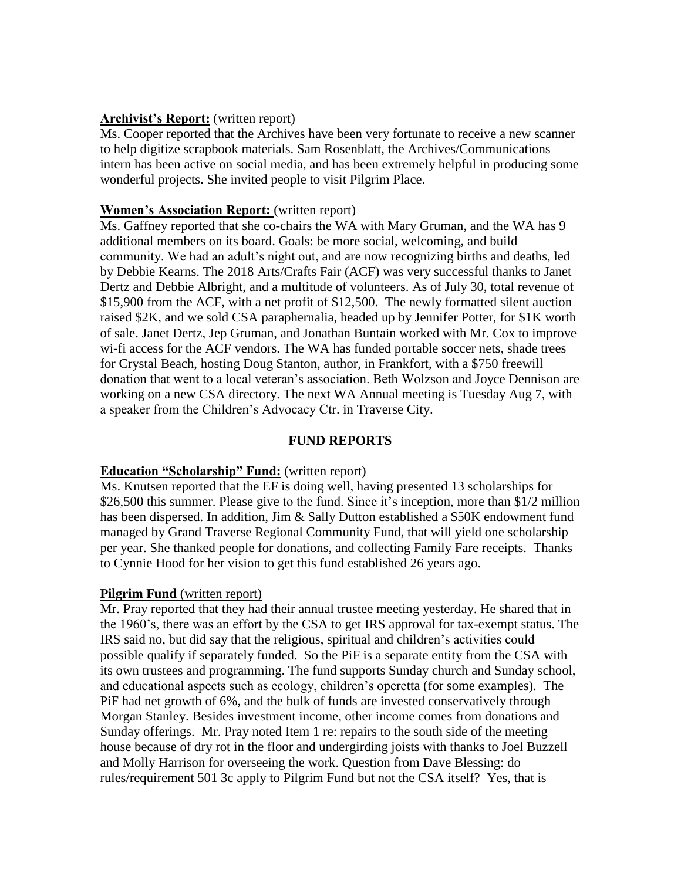**Archivist's Report:** (written report)

Ms. Cooper reported that the Archives have been very fortunate to receive a new scanner to help digitize scrapbook materials. Sam Rosenblatt, the Archives/Communications intern has been active on social media, and has been extremely helpful in producing some wonderful projects. She invited people to visit Pilgrim Place.

**Women's Association Report:** (written report)

Ms. Gaffney reported that she co-chairs the WA with Mary Gruman, and the WA has 9 additional members on its board. Goals: be more social, welcoming, and build community. We had an adult's night out, and are now recognizing births and deaths, led by Debbie Kearns. The 2018 Arts/Crafts Fair (ACF) was very successful thanks to Janet Dertz and Debbie Albright, and a multitude of volunteers. As of July 30, total revenue of $15,900 from the ACF, with a net profit of $12,500. The newly formatted silent auction raised $2K, and we sold CSA paraphernalia, headed up by Jennifer Potter, for $1K worth of sale. Janet Dertz, Jep Gruman, and Jonathan Buntain worked with Mr. Cox to improve wi-fi access for the ACF vendors. The WA has funded portable soccer nets, shade trees for Crystal Beach, hosting Doug Stanton, author, in Frankfort, with a $750 freewill donation that went to a local veteran's association. Beth Wolzson and Joyce Dennison are working on a new CSA directory. The next WA Annual meeting is Tuesday Aug 7, with a speaker from the Children's Advocacy Ctr. in Traverse City.

## FUND REPORTS

**Education "Scholarship" Fund:** (written report)

Ms. Knutsen reported that the EF is doing well, having presented 13 scholarships for $26,500 this summer. Please give to the fund. Since it's inception, more than $1/2 million has been dispersed. In addition, Jim & Sally Dutton established a $50K endowment fund managed by Grand Traverse Regional Community Fund, that will yield one scholarship per year. She thanked people for donations, and collecting Family Fare receipts. Thanks to Cynnie Hood for her vision to get this fund established 26 years ago.

**Pilgrim Fund** (written report)

Mr. Pray reported that they had their annual trustee meeting yesterday. He shared that in the 1960's, there was an effort by the CSA to get IRS approval for tax-exempt status. The IRS said no, but did say that the religious, spiritual and children's activities could possible qualify if separately funded. So the PiF is a separate entity from the CSA with its own trustees and programming. The fund supports Sunday church and Sunday school, and educational aspects such as ecology, children's operetta (for some examples). The PiF had net growth of 6%, and the bulk of funds are invested conservatively through Morgan Stanley. Besides investment income, other income comes from donations and Sunday offerings. Mr. Pray noted Item 1 re: repairs to the south side of the meeting house because of dry rot in the floor and undergirding joists with thanks to Joel Buzzell and Molly Harrison for overseeing the work. Question from Dave Blessing: do rules/requirement 501 3c apply to Pilgrim Fund but not the CSA itself? Yes, that is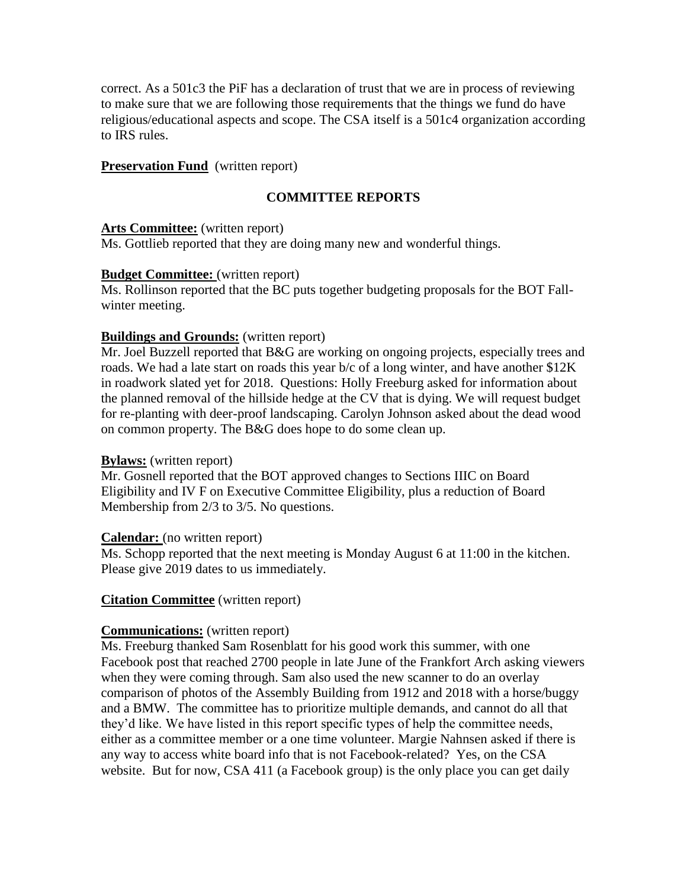correct. As a 501c3 the PiF has a declaration of trust that we are in process of reviewing to make sure that we are following those requirements that the things we fund do have religious/educational aspects and scope. The CSA itself is a 501c4 organization according to IRS rules.

**Preservation Fund** (written report)

## COMMITTEE REPORTS

**Arts Committee:** (written report)
Ms. Gottlieb reported that they are doing many new and wonderful things.

**Budget Committee:** (written report)
Ms. Rollinson reported that the BC puts together budgeting proposals for the BOT Fall-winter meeting.

**Buildings and Grounds:** (written report)
Mr. Joel Buzzell reported that B&G are working on ongoing projects, especially trees and roads. We had a late start on roads this year b/c of a long winter, and have another $12K in roadwork slated yet for 2018. Questions: Holly Freeburg asked for information about the planned removal of the hillside hedge at the CV that is dying. We will request budget for re-planting with deer-proof landscaping. Carolyn Johnson asked about the dead wood on common property. The B&G does hope to do some clean up.

**Bylaws:** (written report)
Mr. Gosnell reported that the BOT approved changes to Sections IIIC on Board Eligibility and IV F on Executive Committee Eligibility, plus a reduction of Board Membership from 2/3 to 3/5. No questions.

**Calendar:** (no written report)
Ms. Schopp reported that the next meeting is Monday August 6 at 11:00 in the kitchen. Please give 2019 dates to us immediately.

**Citation Committee** (written report)

**Communications:** (written report)
Ms. Freeburg thanked Sam Rosenblatt for his good work this summer, with one Facebook post that reached 2700 people in late June of the Frankfort Arch asking viewers when they were coming through. Sam also used the new scanner to do an overlay comparison of photos of the Assembly Building from 1912 and 2018 with a horse/buggy and a BMW. The committee has to prioritize multiple demands, and cannot do all that they'd like. We have listed in this report specific types of help the committee needs, either as a committee member or a one time volunteer. Margie Nahnsen asked if there is any way to access white board info that is not Facebook-related? Yes, on the CSA website. But for now, CSA 411 (a Facebook group) is the only place you can get daily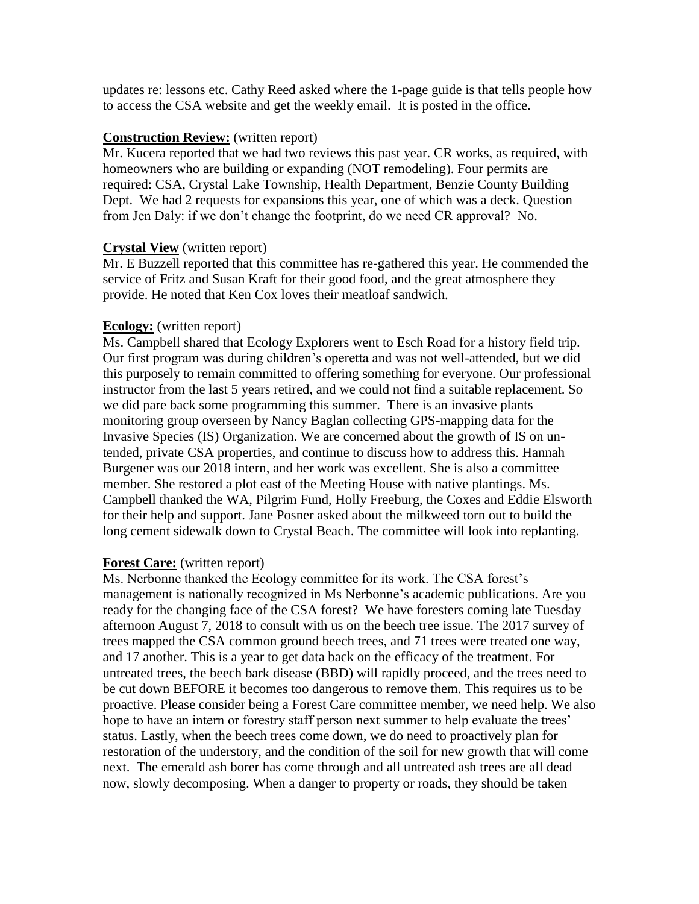updates re: lessons etc. Cathy Reed asked where the 1-page guide is that tells people how to access the CSA website and get the weekly email. It is posted in the office.

**Construction Review:** (written report)

Mr. Kucera reported that we had two reviews this past year. CR works, as required, with homeowners who are building or expanding (NOT remodeling). Four permits are required: CSA, Crystal Lake Township, Health Department, Benzie County Building Dept. We had 2 requests for expansions this year, one of which was a deck. Question from Jen Daly: if we don't change the footprint, do we need CR approval? No.

**Crystal View** (written report)

Mr. E Buzzell reported that this committee has re-gathered this year. He commended the service of Fritz and Susan Kraft for their good food, and the great atmosphere they provide. He noted that Ken Cox loves their meatloaf sandwich.

**Ecology:** (written report)

Ms. Campbell shared that Ecology Explorers went to Esch Road for a history field trip. Our first program was during children's operetta and was not well-attended, but we did this purposely to remain committed to offering something for everyone. Our professional instructor from the last 5 years retired, and we could not find a suitable replacement. So we did pare back some programming this summer. There is an invasive plants monitoring group overseen by Nancy Baglan collecting GPS-mapping data for the Invasive Species (IS) Organization. We are concerned about the growth of IS on un-tended, private CSA properties, and continue to discuss how to address this. Hannah Burgener was our 2018 intern, and her work was excellent. She is also a committee member. She restored a plot east of the Meeting House with native plantings. Ms. Campbell thanked the WA, Pilgrim Fund, Holly Freeburg, the Coxes and Eddie Elsworth for their help and support. Jane Posner asked about the milkweed torn out to build the long cement sidewalk down to Crystal Beach. The committee will look into replanting.

**Forest Care:** (written report)

Ms. Nerbonne thanked the Ecology committee for its work. The CSA forest's management is nationally recognized in Ms Nerbonne's academic publications. Are you ready for the changing face of the CSA forest? We have foresters coming late Tuesday afternoon August 7, 2018 to consult with us on the beech tree issue. The 2017 survey of trees mapped the CSA common ground beech trees, and 71 trees were treated one way, and 17 another. This is a year to get data back on the efficacy of the treatment. For untreated trees, the beech bark disease (BBD) will rapidly proceed, and the trees need to be cut down BEFORE it becomes too dangerous to remove them. This requires us to be proactive. Please consider being a Forest Care committee member, we need help. We also hope to have an intern or forestry staff person next summer to help evaluate the trees' status. Lastly, when the beech trees come down, we do need to proactively plan for restoration of the understory, and the condition of the soil for new growth that will come next. The emerald ash borer has come through and all untreated ash trees are all dead now, slowly decomposing. When a danger to property or roads, they should be taken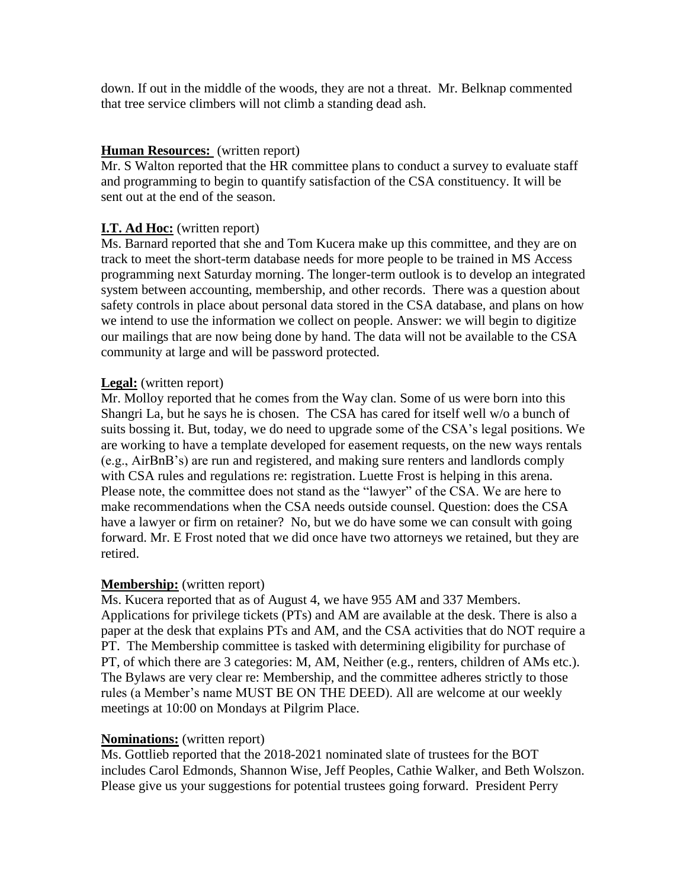down. If out in the middle of the woods, they are not a threat. Mr. Belknap commented that tree service climbers will not climb a standing dead ash.

**Human Resources:** (written report)
Mr. S Walton reported that the HR committee plans to conduct a survey to evaluate staff and programming to begin to quantify satisfaction of the CSA constituency. It will be sent out at the end of the season.

**I.T. Ad Hoc:** (written report)
Ms. Barnard reported that she and Tom Kucera make up this committee, and they are on track to meet the short-term database needs for more people to be trained in MS Access programming next Saturday morning. The longer-term outlook is to develop an integrated system between accounting, membership, and other records. There was a question about safety controls in place about personal data stored in the CSA database, and plans on how we intend to use the information we collect on people. Answer: we will begin to digitize our mailings that are now being done by hand. The data will not be available to the CSA community at large and will be password protected.

**Legal:** (written report)
Mr. Molloy reported that he comes from the Way clan. Some of us were born into this Shangri La, but he says he is chosen. The CSA has cared for itself well w/o a bunch of suits bossing it. But, today, we do need to upgrade some of the CSA's legal positions. We are working to have a template developed for easement requests, on the new ways rentals (e.g., AirBnB's) are run and registered, and making sure renters and landlords comply with CSA rules and regulations re: registration. Luette Frost is helping in this arena. Please note, the committee does not stand as the "lawyer" of the CSA. We are here to make recommendations when the CSA needs outside counsel. Question: does the CSA have a lawyer or firm on retainer? No, but we do have some we can consult with going forward. Mr. E Frost noted that we did once have two attorneys we retained, but they are retired.

**Membership:** (written report)
Ms. Kucera reported that as of August 4, we have 955 AM and 337 Members. Applications for privilege tickets (PTs) and AM are available at the desk. There is also a paper at the desk that explains PTs and AM, and the CSA activities that do NOT require a PT. The Membership committee is tasked with determining eligibility for purchase of PT, of which there are 3 categories: M, AM, Neither (e.g., renters, children of AMs etc.). The Bylaws are very clear re: Membership, and the committee adheres strictly to those rules (a Member's name MUST BE ON THE DEED). All are welcome at our weekly meetings at 10:00 on Mondays at Pilgrim Place.

**Nominations:** (written report)
Ms. Gottlieb reported that the 2018-2021 nominated slate of trustees for the BOT includes Carol Edmonds, Shannon Wise, Jeff Peoples, Cathie Walker, and Beth Wolszon. Please give us your suggestions for potential trustees going forward. President Perry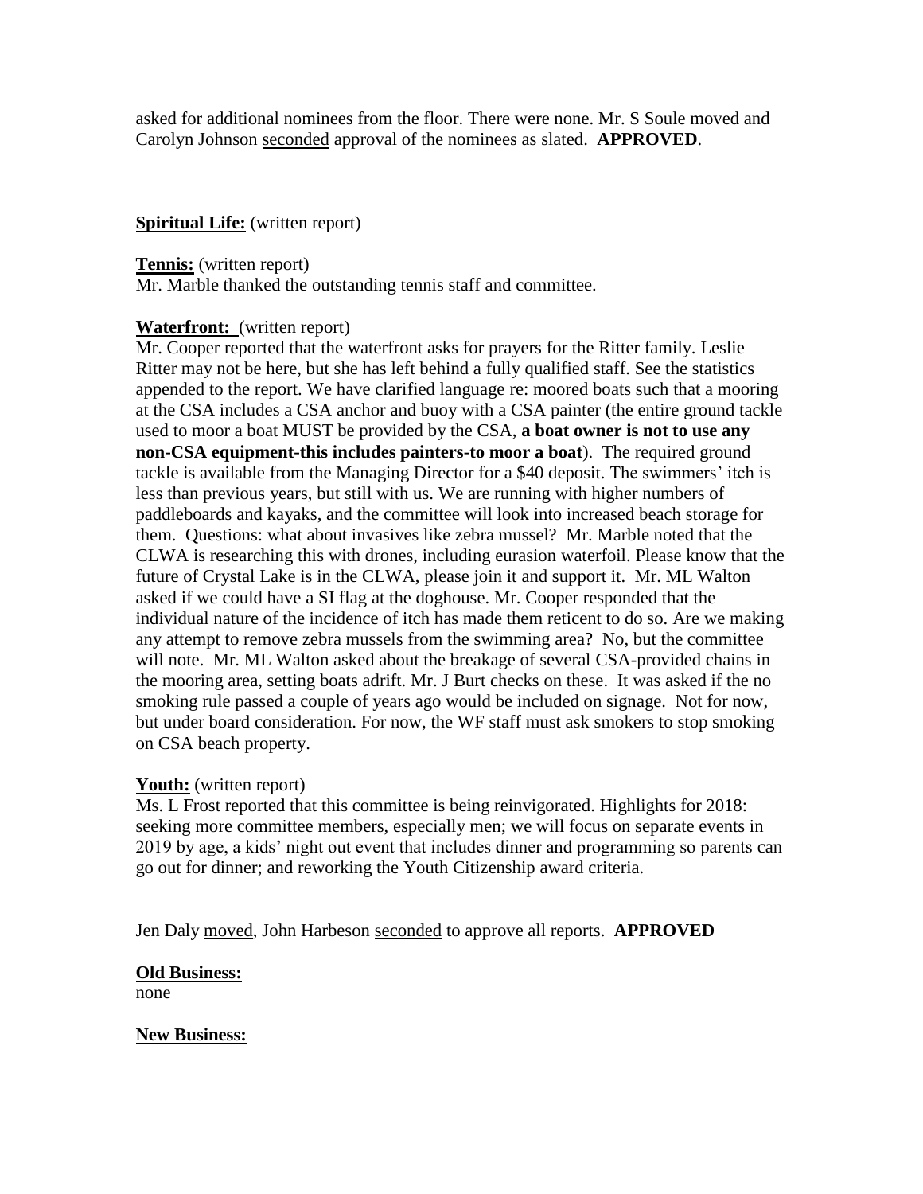asked for additional nominees from the floor. There were none. Mr. S Soule moved and Carolyn Johnson seconded approval of the nominees as slated. **APPROVED**.

**Spiritual Life:** (written report)

**Tennis:** (written report)
Mr. Marble thanked the outstanding tennis staff and committee.

**Waterfront:** (written report)
Mr. Cooper reported that the waterfront asks for prayers for the Ritter family. Leslie Ritter may not be here, but she has left behind a fully qualified staff. See the statistics appended to the report. We have clarified language re: moored boats such that a mooring at the CSA includes a CSA anchor and buoy with a CSA painter (the entire ground tackle used to moor a boat MUST be provided by the CSA, **a boat owner is not to use any non-CSA equipment-this includes painters-to moor a boat**). The required ground tackle is available from the Managing Director for a $40 deposit. The swimmers' itch is less than previous years, but still with us. We are running with higher numbers of paddleboards and kayaks, and the committee will look into increased beach storage for them. Questions: what about invasives like zebra mussel? Mr. Marble noted that the CLWA is researching this with drones, including eurasion waterfoil. Please know that the future of Crystal Lake is in the CLWA, please join it and support it. Mr. ML Walton asked if we could have a SI flag at the doghouse. Mr. Cooper responded that the individual nature of the incidence of itch has made them reticent to do so. Are we making any attempt to remove zebra mussels from the swimming area? No, but the committee will note. Mr. ML Walton asked about the breakage of several CSA-provided chains in the mooring area, setting boats adrift. Mr. J Burt checks on these. It was asked if the no smoking rule passed a couple of years ago would be included on signage. Not for now, but under board consideration. For now, the WF staff must ask smokers to stop smoking on CSA beach property.

**Youth:** (written report)
Ms. L Frost reported that this committee is being reinvigorated. Highlights for 2018: seeking more committee members, especially men; we will focus on separate events in 2019 by age, a kids' night out event that includes dinner and programming so parents can go out for dinner; and reworking the Youth Citizenship award criteria.

Jen Daly moved, John Harbeson seconded to approve all reports. **APPROVED**

**Old Business:**
none

**New Business:**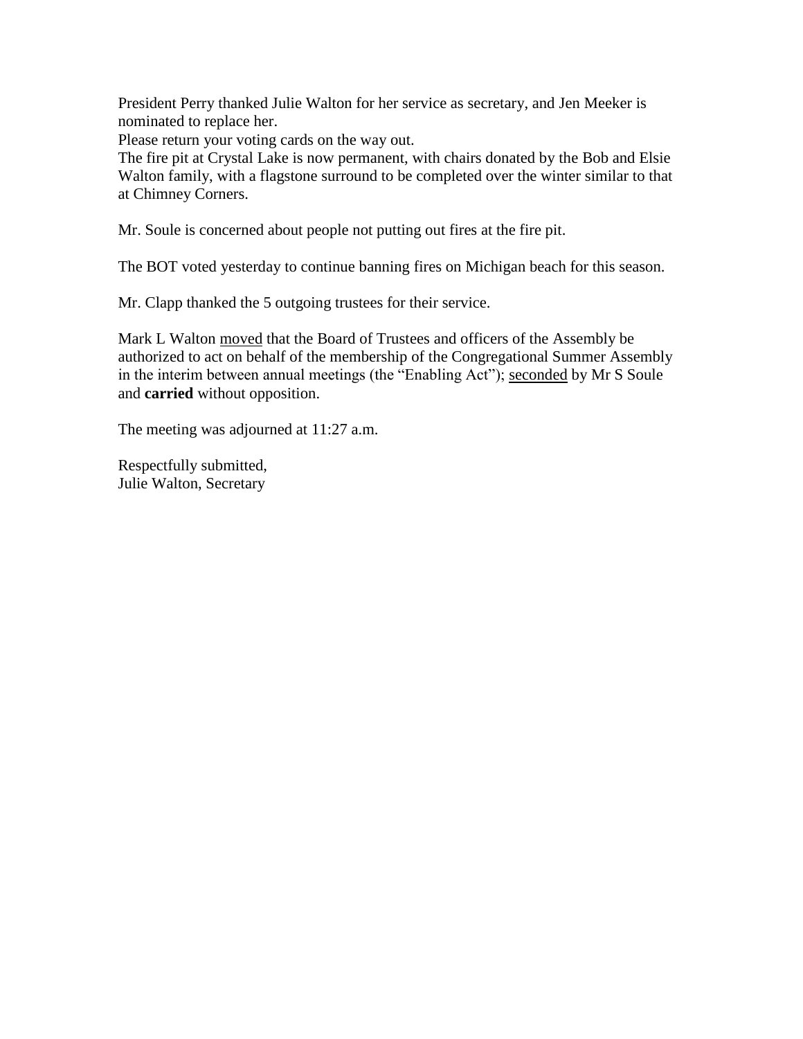President Perry thanked Julie Walton for her service as secretary, and Jen Meeker is nominated to replace her.
Please return your voting cards on the way out.
The fire pit at Crystal Lake is now permanent, with chairs donated by the Bob and Elsie Walton family, with a flagstone surround to be completed over the winter similar to that at Chimney Corners.

Mr. Soule is concerned about people not putting out fires at the fire pit.

The BOT voted yesterday to continue banning fires on Michigan beach for this season.

Mr. Clapp thanked the 5 outgoing trustees for their service.

Mark L Walton moved that the Board of Trustees and officers of the Assembly be authorized to act on behalf of the membership of the Congregational Summer Assembly in the interim between annual meetings (the "Enabling Act"); seconded by Mr S Soule and **carried** without opposition.

The meeting was adjourned at 11:27 a.m.

Respectfully submitted,
Julie Walton, Secretary